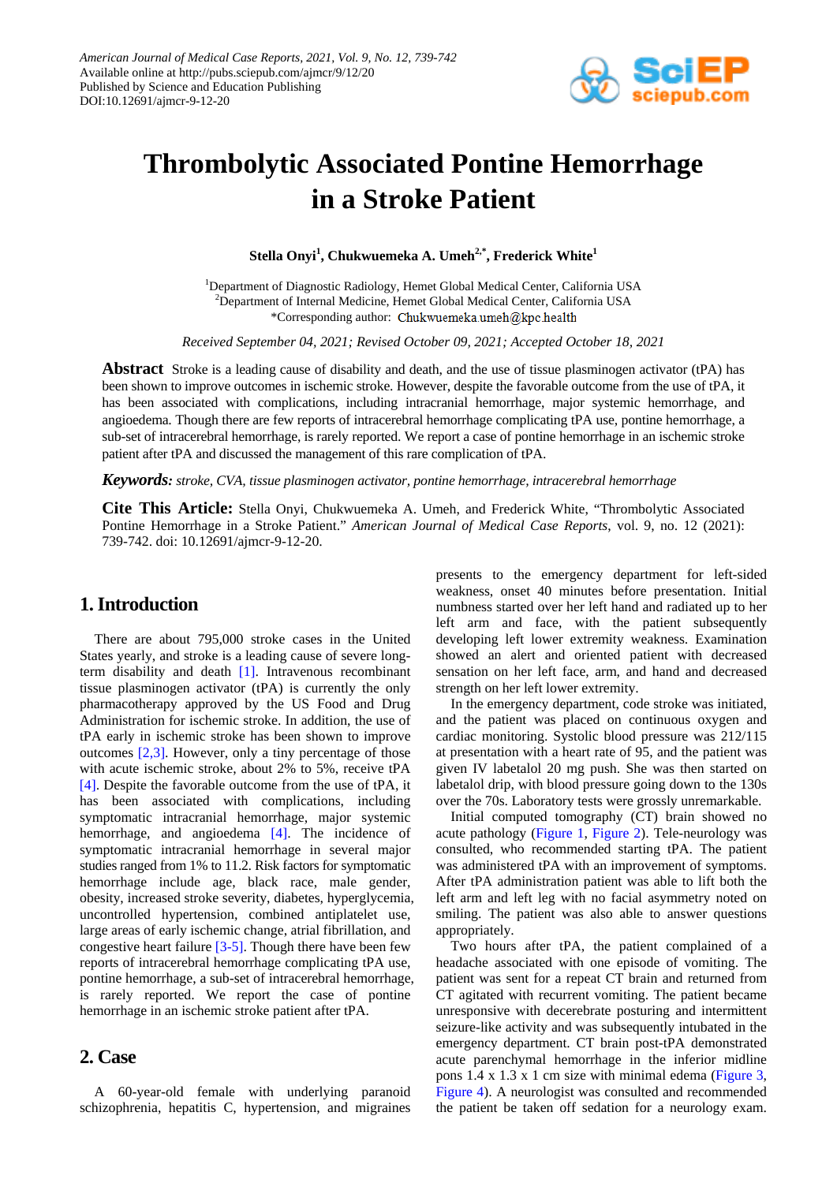# Thrombolytic Associated Pontine Hemorrhage in a Stroke Patient

**Stella Onyi[1], Chukwuemeka A. Umeh[2,*], Frederick White[1]**

[1]Department of Diagnostic Radiology, Hemet Global Medical Center, California USA
[2]Department of Internal Medicine, Hemet Global Medical Center, California USA
*Corresponding author: Chukwuemeka.umeh@kpc.health

*Received September 04, 2021; Revised October 09, 2021; Accepted October 18, 2021*

**Abstract** Stroke is a leading cause of disability and death, and the use of tissue plasminogen activator (tPA) has been shown to improve outcomes in ischemic stroke. However, despite the favorable outcome from the use of tPA, it has been associated with complications, including intracranial hemorrhage, major systemic hemorrhage, and angioedema. Though there are few reports of intracerebral hemorrhage complicating tPA use, pontine hemorrhage, a sub-set of intracerebral hemorrhage, is rarely reported. We report a case of pontine hemorrhage in an ischemic stroke patient after tPA and discussed the management of this rare complication of tPA.

***Keywords:*** *stroke, CVA, tissue plasminogen activator, pontine hemorrhage, intracerebral hemorrhage*

**Cite This Article:** Stella Onyi, Chukwuemeka A. Umeh, and Frederick White, "Thrombolytic Associated Pontine Hemorrhage in a Stroke Patient." *American Journal of Medical Case Reports*, vol. 9, no. 12 (2021): 739-742. doi: 10.12691/ajmcr-9-12-20.

## 1. Introduction

There are about 795,000 stroke cases in the United States yearly, and stroke is a leading cause of severe long-term disability and death [1]. Intravenous recombinant tissue plasminogen activator (tPA) is currently the only pharmacotherapy approved by the US Food and Drug Administration for ischemic stroke. In addition, the use of tPA early in ischemic stroke has been shown to improve outcomes [2,3]. However, only a tiny percentage of those with acute ischemic stroke, about 2% to 5%, receive tPA [4]. Despite the favorable outcome from the use of tPA, it has been associated with complications, including symptomatic intracranial hemorrhage, major systemic hemorrhage, and angioedema [4]. The incidence of symptomatic intracranial hemorrhage in several major studies ranged from 1% to 11.2. Risk factors for symptomatic hemorrhage include age, black race, male gender, obesity, increased stroke severity, diabetes, hyperglycemia, uncontrolled hypertension, combined antiplatelet use, large areas of early ischemic change, atrial fibrillation, and congestive heart failure [3-5]. Though there have been few reports of intracerebral hemorrhage complicating tPA use, pontine hemorrhage, a sub-set of intracerebral hemorrhage, is rarely reported. We report the case of pontine hemorrhage in an ischemic stroke patient after tPA.

## 2. Case

A 60-year-old female with underlying paranoid schizophrenia, hepatitis C, hypertension, and migraines presents to the emergency department for left-sided weakness, onset 40 minutes before presentation. Initial numbness started over her left hand and radiated up to her left arm and face, with the patient subsequently developing left lower extremity weakness. Examination showed an alert and oriented patient with decreased sensation on her left face, arm, and hand and decreased strength on her left lower extremity.

In the emergency department, code stroke was initiated, and the patient was placed on continuous oxygen and cardiac monitoring. Systolic blood pressure was 212/115 at presentation with a heart rate of 95, and the patient was given IV labetalol 20 mg push. She was then started on labetalol drip, with blood pressure going down to the 130s over the 70s. Laboratory tests were grossly unremarkable.

Initial computed tomography (CT) brain showed no acute pathology (Figure 1, Figure 2). Tele-neurology was consulted, who recommended starting tPA. The patient was administered tPA with an improvement of symptoms. After tPA administration patient was able to lift both the left arm and left leg with no facial asymmetry noted on smiling. The patient was also able to answer questions appropriately.

Two hours after tPA, the patient complained of a headache associated with one episode of vomiting. The patient was sent for a repeat CT brain and returned from CT agitated with recurrent vomiting. The patient became unresponsive with decerebrate posturing and intermittent seizure-like activity and was subsequently intubated in the emergency department. CT brain post-tPA demonstrated acute parenchymal hemorrhage in the inferior midline pons 1.4 x 1.3 x 1 cm size with minimal edema (Figure 3, Figure 4). A neurologist was consulted and recommended the patient be taken off sedation for a neurology exam.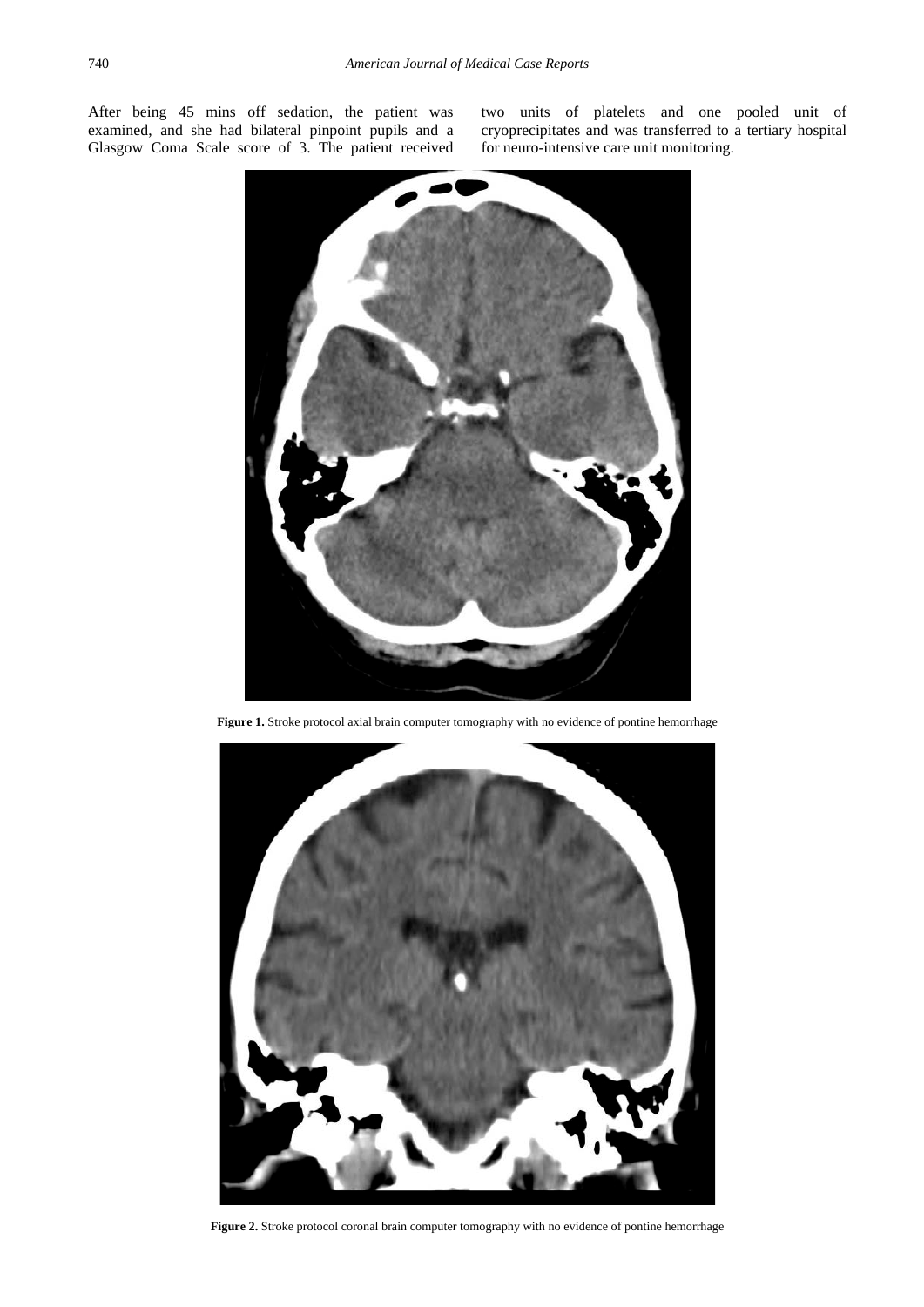After being 45 mins off sedation, the patient was examined, and she had bilateral pinpoint pupils and a Glasgow Coma Scale score of 3. The patient received two units of platelets and one pooled unit of cryoprecipitates and was transferred to a tertiary hospital for neuro-intensive care unit monitoring.

**Figure 1.** Stroke protocol axial brain computer tomography with no evidence of pontine hemorrhage

**Figure 2.** Stroke protocol coronal brain computer tomography with no evidence of pontine hemorrhage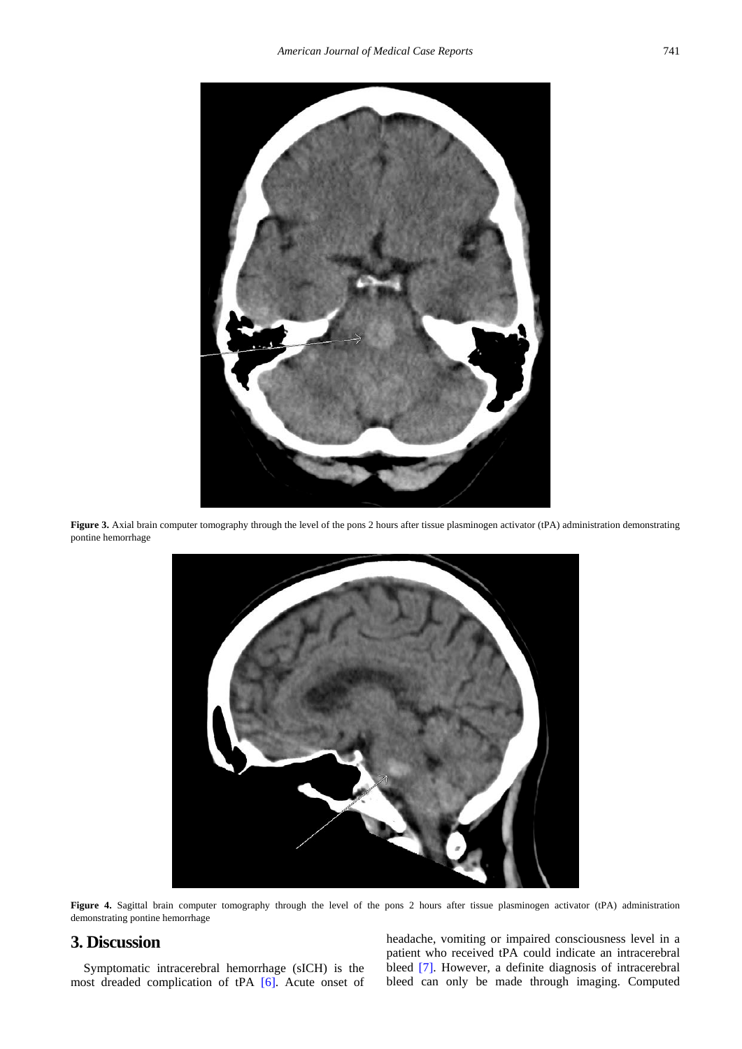**Figure 3.** Axial brain computer tomography through the level of the pons 2 hours after tissue plasminogen activator (tPA) administration demonstrating pontine hemorrhage

**Figure 4.** Sagittal brain computer tomography through the level of the pons 2 hours after tissue plasminogen activator (tPA) administration demonstrating pontine hemorrhage

## 3. Discussion

Symptomatic intracerebral hemorrhage (sICH) is the most dreaded complication of tPA [6]. Acute onset of headache, vomiting or impaired consciousness level in a patient who received tPA could indicate an intracerebral bleed [7]. However, a definite diagnosis of intracerebral bleed can only be made through imaging. Computed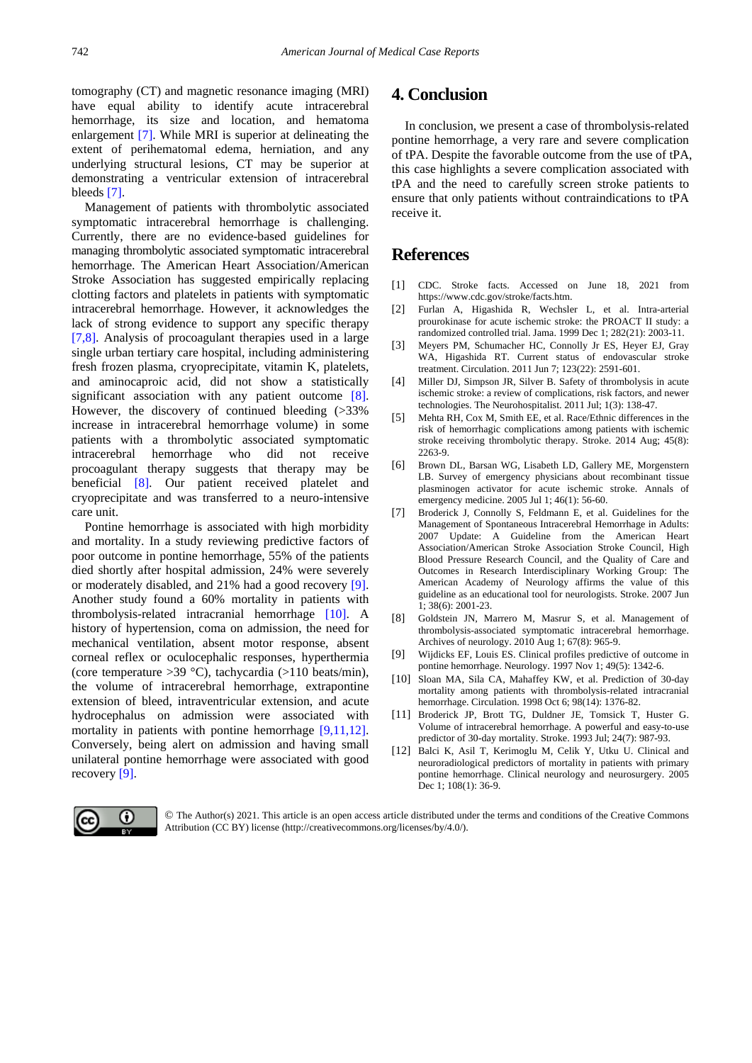tomography (CT) and magnetic resonance imaging (MRI) have equal ability to identify acute intracerebral hemorrhage, its size and location, and hematoma enlargement [7]. While MRI is superior at delineating the extent of perihematomal edema, herniation, and any underlying structural lesions, CT may be superior at demonstrating a ventricular extension of intracerebral bleeds [7].

Management of patients with thrombolytic associated symptomatic intracerebral hemorrhage is challenging. Currently, there are no evidence-based guidelines for managing thrombolytic associated symptomatic intracerebral hemorrhage. The American Heart Association/American Stroke Association has suggested empirically replacing clotting factors and platelets in patients with symptomatic intracerebral hemorrhage. However, it acknowledges the lack of strong evidence to support any specific therapy [7,8]. Analysis of procoagulant therapies used in a large single urban tertiary care hospital, including administering fresh frozen plasma, cryoprecipitate, vitamin K, platelets, and aminocaproic acid, did not show a statistically significant association with any patient outcome [8]. However, the discovery of continued bleeding (>33% increase in intracerebral hemorrhage volume) in some patients with a thrombolytic associated symptomatic intracerebral hemorrhage who did not receive procoagulant therapy suggests that therapy may be beneficial [8]. Our patient received platelet and cryoprecipitate and was transferred to a neuro-intensive care unit.

Pontine hemorrhage is associated with high morbidity and mortality. In a study reviewing predictive factors of poor outcome in pontine hemorrhage, 55% of the patients died shortly after hospital admission, 24% were severely or moderately disabled, and 21% had a good recovery [9]. Another study found a 60% mortality in patients with thrombolysis-related intracranial hemorrhage [10]. A history of hypertension, coma on admission, the need for mechanical ventilation, absent motor response, absent corneal reflex or oculocephalic responses, hyperthermia (core temperature >39 °C), tachycardia (>110 beats/min), the volume of intracerebral hemorrhage, extrapontine extension of bleed, intraventricular extension, and acute hydrocephalus on admission were associated with mortality in patients with pontine hemorrhage [9,11,12]. Conversely, being alert on admission and having small unilateral pontine hemorrhage were associated with good recovery [9].

## 4. Conclusion

In conclusion, we present a case of thrombolysis-related pontine hemorrhage, a very rare and severe complication of tPA. Despite the favorable outcome from the use of tPA, this case highlights a severe complication associated with tPA and the need to carefully screen stroke patients to ensure that only patients without contraindications to tPA receive it.

## References

[1] CDC. Stroke facts. Accessed on June 18, 2021 from https://www.cdc.gov/stroke/facts.htm.

[2] Furlan A, Higashida R, Wechsler L, et al. Intra-arterial prourokinase for acute ischemic stroke: the PROACT II study: a randomized controlled trial. Jama. 1999 Dec 1; 282(21): 2003-11.

[3] Meyers PM, Schumacher HC, Connolly Jr ES, Heyer EJ, Gray WA, Higashida RT. Current status of endovascular stroke treatment. Circulation. 2011 Jun 7; 123(22): 2591-601.

[4] Miller DJ, Simpson JR, Silver B. Safety of thrombolysis in acute ischemic stroke: a review of complications, risk factors, and newer technologies. The Neurohospitalist. 2011 Jul; 1(3): 138-47.

[5] Mehta RH, Cox M, Smith EE, et al. Race/Ethnic differences in the risk of hemorrhagic complications among patients with ischemic stroke receiving thrombolytic therapy. Stroke. 2014 Aug; 45(8): 2263-9.

[6] Brown DL, Barsan WG, Lisabeth LD, Gallery ME, Morgenstern LB. Survey of emergency physicians about recombinant tissue plasminogen activator for acute ischemic stroke. Annals of emergency medicine. 2005 Jul 1; 46(1): 56-60.

[7] Broderick J, Connolly S, Feldmann E, et al. Guidelines for the Management of Spontaneous Intracerebral Hemorrhage in Adults: 2007 Update: A Guideline from the American Heart Association/American Stroke Association Stroke Council, High Blood Pressure Research Council, and the Quality of Care and Outcomes in Research Interdisciplinary Working Group: The American Academy of Neurology affirms the value of this guideline as an educational tool for neurologists. Stroke. 2007 Jun 1; 38(6): 2001-23.

[8] Goldstein JN, Marrero M, Masrur S, et al. Management of thrombolysis-associated symptomatic intracerebral hemorrhage. Archives of neurology. 2010 Aug 1; 67(8): 965-9.

[9] Wijdicks EF, Louis ES. Clinical profiles predictive of outcome in pontine hemorrhage. Neurology. 1997 Nov 1; 49(5): 1342-6.

[10] Sloan MA, Sila CA, Mahaffey KW, et al. Prediction of 30-day mortality among patients with thrombolysis-related intracranial hemorrhage. Circulation. 1998 Oct 6; 98(14): 1376-82.

[11] Broderick JP, Brott TG, Duldner JE, Tomsick T, Huster G. Volume of intracerebral hemorrhage. A powerful and easy-to-use predictor of 30-day mortality. Stroke. 1993 Jul; 24(7): 987-93.

[12] Balci K, Asil T, Kerimoglu M, Celik Y, Utku U. Clinical and neuroradiological predictors of mortality in patients with primary pontine hemorrhage. Clinical neurology and neurosurgery. 2005 Dec 1; 108(1): 36-9.

© The Author(s) 2021. This article is an open access article distributed under the terms and conditions of the Creative Commons Attribution (CC BY) license (http://creativecommons.org/licenses/by/4.0/).